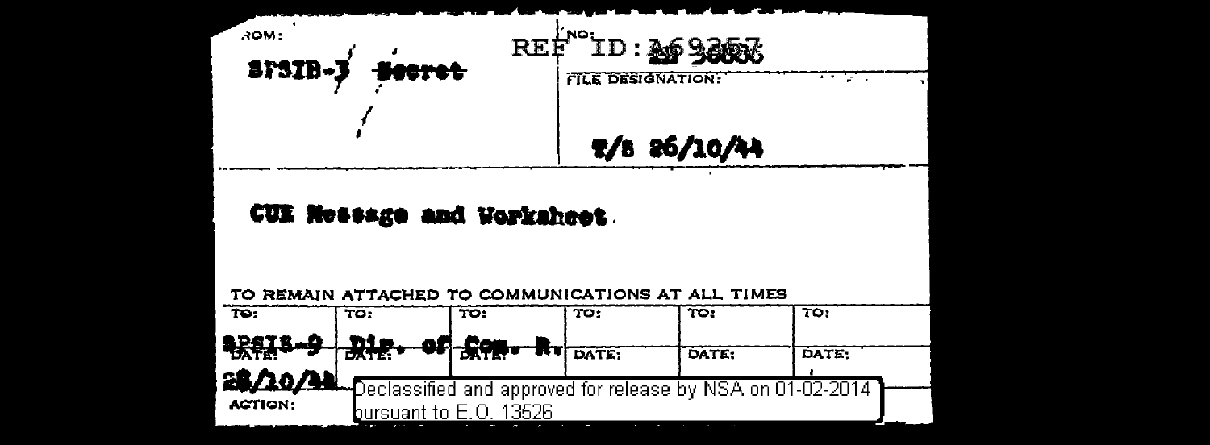FROM:

SPSIB-3 ~~Secret~~

REF ID:A69357

NO: ~~XX 36000~~

FILE DESIGNATION:

T/S 26/10/44

CUE Message and Worksheet.

TO REMAIN ATTACHED TO COMMUNICATIONS AT ALL TIMES

| TO: | TO: | TO: | TO: | TO: | TO: |
|---|---|---|---|---|---|
| ~~SPSIS-9~~ | ~~Dir. of~~ | ~~Com. R.~~ | | | |
| DATE: | DATE: | DATE: | DATE: | DATE: | DATE: |
| 28/10/44 | | | | | |

ACTION:

Declassified and approved for release by NSA on 01-02-2014 pursuant to E.O. 13526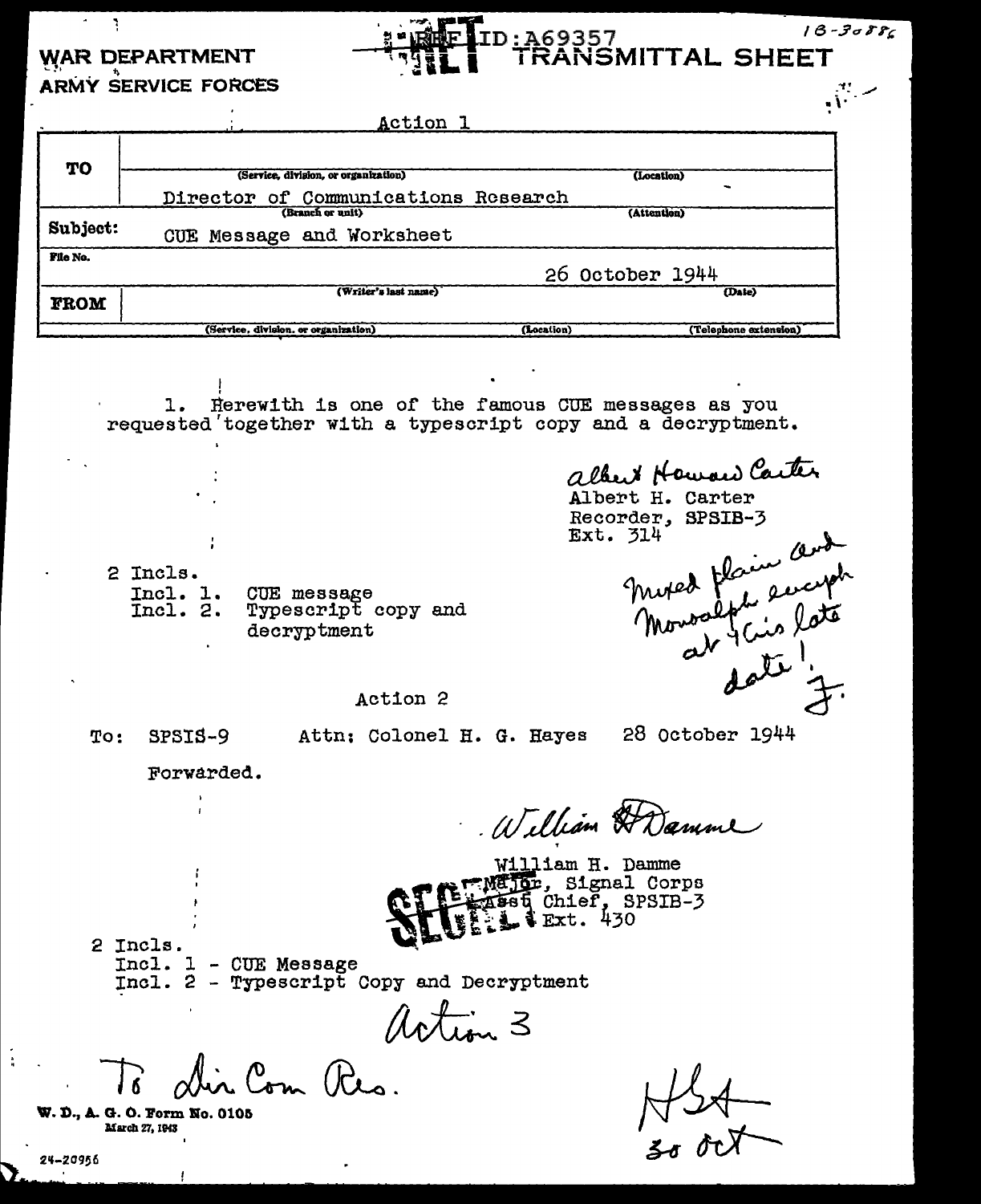REF ID:A69357

18-30886

**WAR DEPARTMENT**
**ARMY SERVICE FORCES**

# TRANSMITTAL SHEET

Action 1

| | | |
|---|---|---|
| **TO** | (Service, division, or organization) | (Location) |
| | Director of Communications Research<br>(Branch or unit) | (Attention) |
| **Subject:** | CUE Message and Worksheet | |
| **File No.** | | 26 October 1944 |
| **FROM** | (Writer's last name) | (Date) |
| | (Service, division, or organization) (Location) | (Telephone extension) |

1. Herewith is one of the famous CUE messages as you requested together with a typescript copy and a decryptment.

Albert Howard Carter
Albert H. Carter
Recorder, SPSIB-3
Ext. 314

Mixed plain and Monoalph encyph at this late date! F.

2 Incls.
Incl. 1. CUE message
Incl. 2. Typescript copy and decryptment

Action 2

To: SPSIS-9 Attn: Colonel H. G. Hayes 28 October 1944

Forwarded.

William H. Damme
William H. Damme
Major, Signal Corps
Asst Chief, SPSIB-3
Ext. 430

SECRET

2 Incls.
Incl. 1 - CUE Message
Incl. 2 - Typescript Copy and Decryptment

Action 3

To Dir Com Res.

HGH
30 Oct

W. D., A. G. O. Form No. 0105
March 27, 1943

24-20956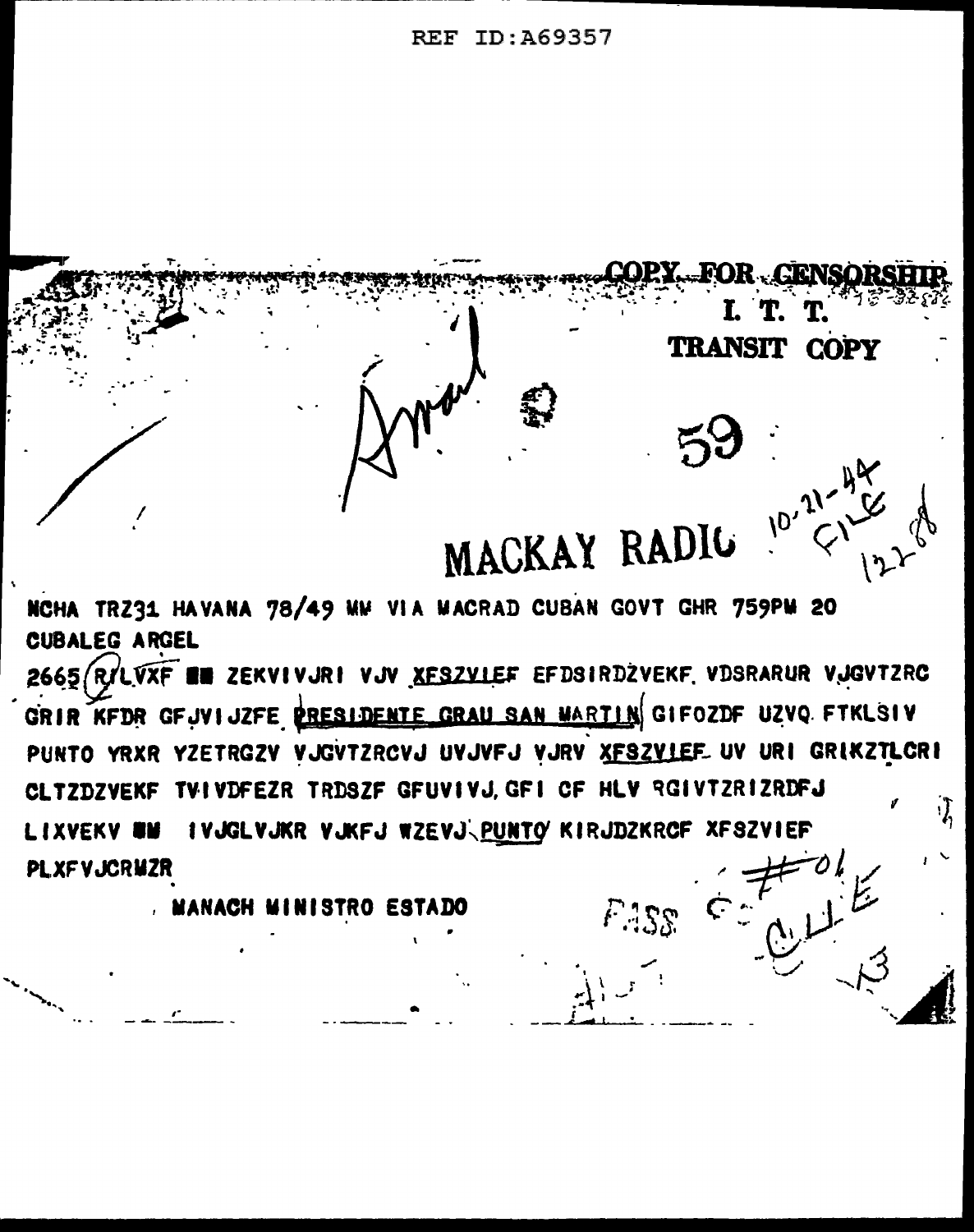REF ID:A69357

COPY FOR CENSORSHIP
I. T. T.
TRANSIT COPY

59

MACKAY RADIO

10-21-44
FILE
1228

NCHA TRZ31 HAVANA 78/49 MM VIA MACRAD CUBAN GOVT GHR 759PM 20
CUBALEG ARGEL

2665 R/LVXF ■■ ZEKVIVJRI VJV XFSZVIEF EFDSIRDZVEKF. VDSRARUR VJGVTZRC
GRIR KFDR GFJVIJZFE PRESIDENTE GRAU SAN MARTIN GIFOZDF UZVQ FTKLSIV
PUNTO YRXR YZETRGZV VJGVTZRCVJ UVJVFJ VJRV XFSZVIEF UV URI GRIKZTLCRI
CLTZDZVEKF TVIVDFEZR TRDSZF GFUVIVJ,GFI CF HLV RGIVTZRIZRDFJ
LIXVEKV ■■ IVJGLVJKR VJKFJ WZEVJ PUNTO KIRJDZKRCF XFSZVIEF
PLXFVJCRMZR

MANACH MINISTRO ESTADO

PASS
#01
FILE
13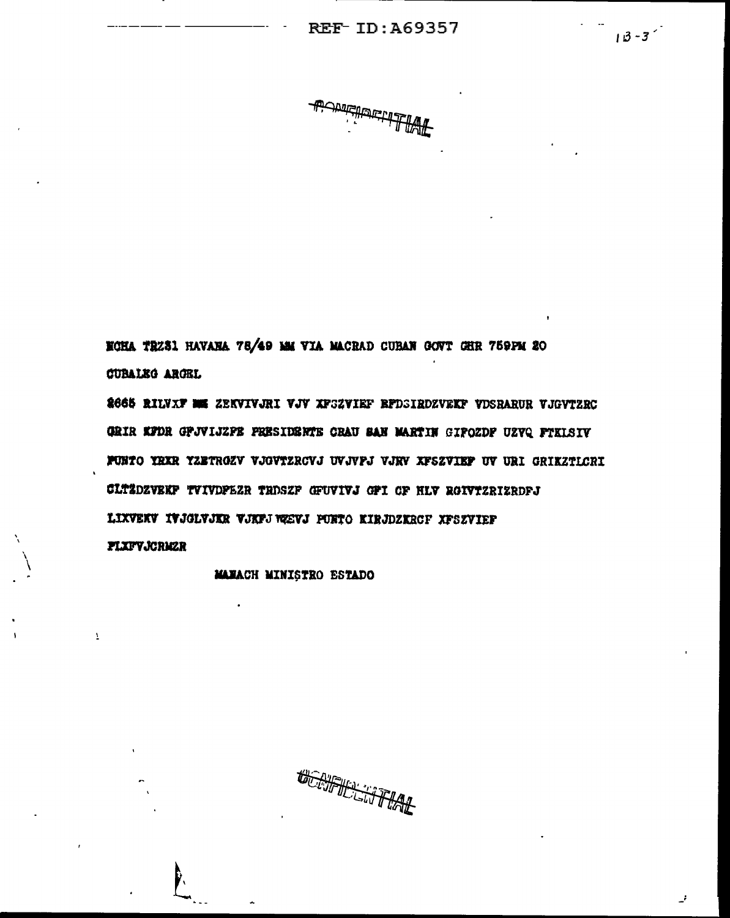CONFIDENTIAL

NCHA TRZ31 HAVANA 78/49 MM VIA MACRAD CUBAN GOVT GHR 759PM 20

CUBALEG ARGEL

2665 RILVXF MM ZEKVIVJRI VJV XFSZVIEF BFDSIRDZVEKF VDSRARUR VJGVTZRC

GRIR KFDR GFJVIJZPE PRESIDENTE GRAU SAN MARTIN GIFOZDF UZVQ FTKLSIV

PUNTO YRXR YZBTROZV VJGVTZRCVJ UVJVPJ VJRV XFSZVIEF UV URI GRIKZTLCRI

CLTZDZVEKF TVIVDFEZR TRDSZF GFUVIVJ GFI CF HLV RGIVTZRIZRDFJ

LIXVEKV IVJGLVJKR VJKFJ WZEVJ PUNTO KIRJDZKRCF XFSZVIEF

FLXFVJCRMZR

MANACH MINISTRO ESTADO

CONFIDENTIAL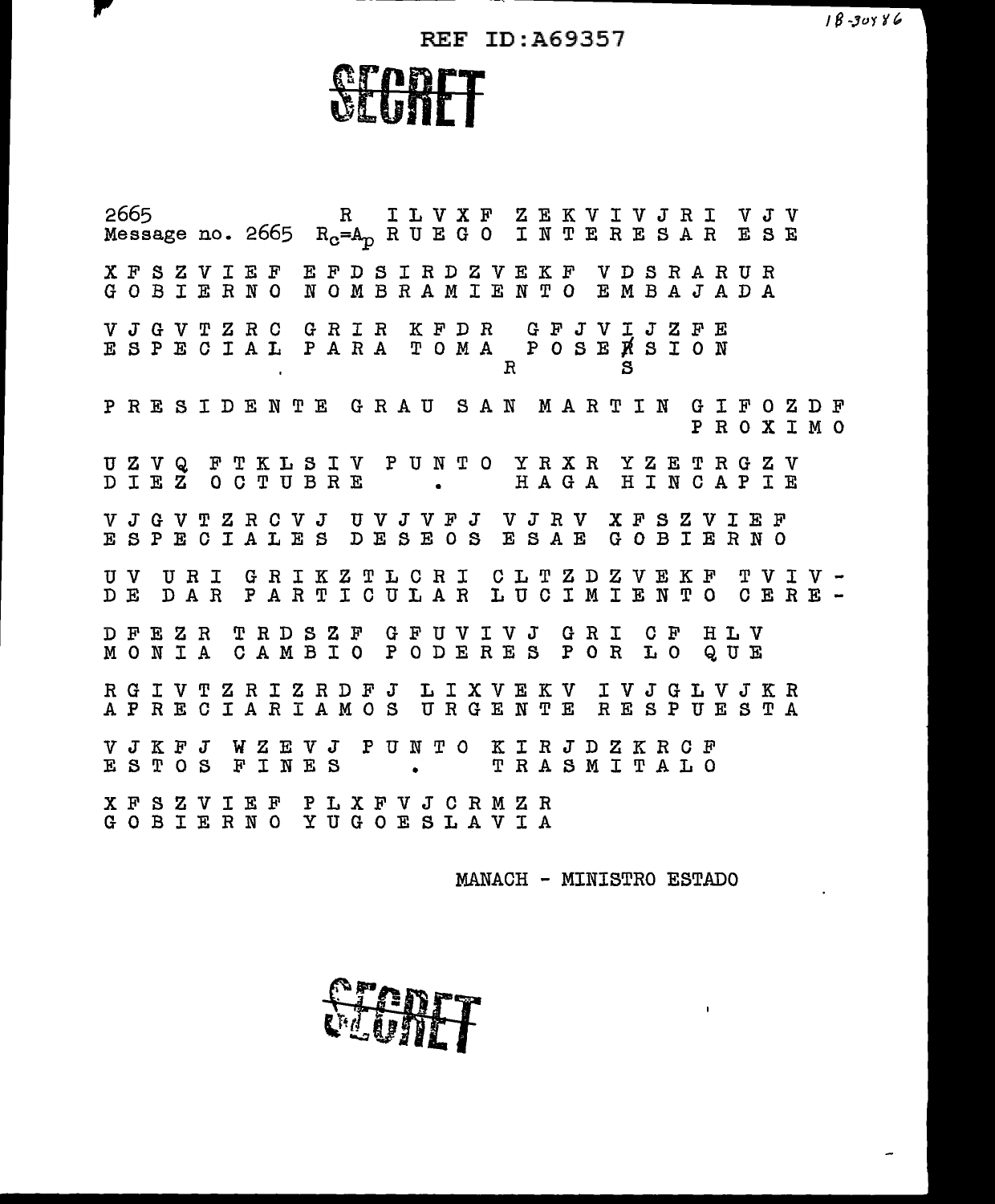REF ID:A69357

SECRET

2665 R I L V X F Z E K V I V J R I V J V
Message no. 2665 $R_c=A_p$ R U E G O I N T E R E S A R E S E

X F S Z V I E F E F D S I R D Z V E K F V D S R A R U R
G O B I E R N O N O M B R A M I E N T O E M B A J A D A

V J G V T Z R C G R I R K F D R G F J V I J Z F E
E S P E C I A L P A R A T O M A P O S E ~~R~~ S I O N
R S

P R E S I D E N T E G R A U S A N M A R T I N G I F O Z D F
P R O X I M O

U Z V Q F T K L S I V P U N T O Y R X R Y Z E T R G Z V
D I E Z O C T U B R E . H A G A H I N C A P I E

V J G V T Z R C V J U V J V F J V J R V X F S Z V I E F
E S P E C I A L E S D E S E O S E S A E G O B I E R N O

U V U R I G R I K Z T L C R I C L T Z D Z V E K F T V I V -
D E D A R P A R T I C U L A R L U C I M I E N T O C E R E -

D F E Z R T R D S Z F G F U V I V J G R I C F H L V
M O N I A C A M B I O P O D E R E S P O R L O Q U E

R G I V T Z R I Z R D F J L I X V E K V I V J G L V J K R
A P R E C I A R I A M O S U R G E N T E R E S P U E S T A

V J K F J W Z E V J P U N T O K I R J D Z K R C F
E S T O S F I N E S . T R A S M I T A L O

X F S Z V I E F P L X F V J C R M Z R
G O B I E R N O Y U G O E S L A V I A

MANACH - MINISTRO ESTADO

SECRET